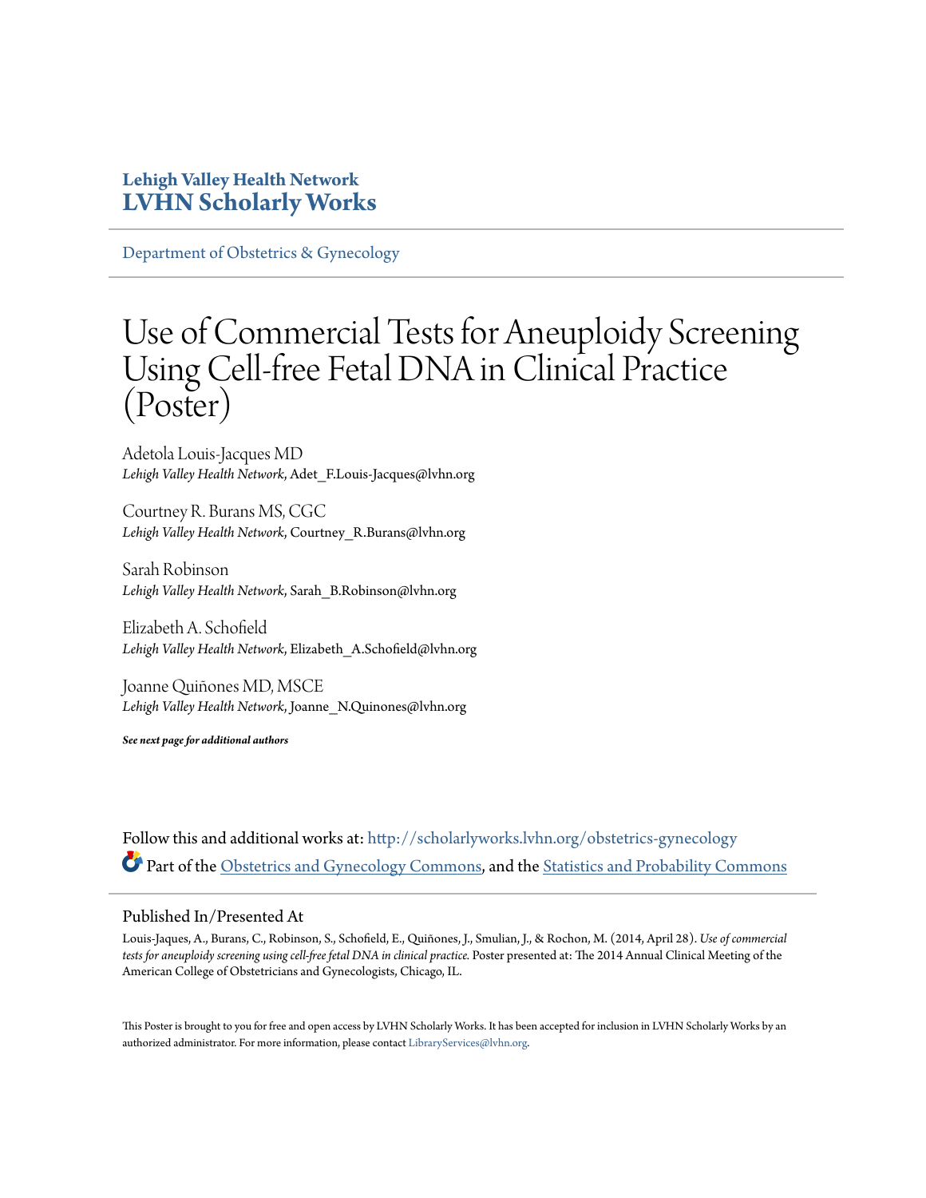**Lehigh Valley Health Network**
**LVHN Scholarly Works**

Department of Obstetrics & Gynecology

# Use of Commercial Tests for Aneuploidy Screening Using Cell-free Fetal DNA in Clinical Practice (Poster)

Adetola Louis-Jacques MD
*Lehigh Valley Health Network*, Adet_F.Louis-Jacques@lvhn.org

Courtney R. Burans MS, CGC
*Lehigh Valley Health Network*, Courtney_R.Burans@lvhn.org

Sarah Robinson
*Lehigh Valley Health Network*, Sarah_B.Robinson@lvhn.org

Elizabeth A. Schofield
*Lehigh Valley Health Network*, Elizabeth_A.Schofield@lvhn.org

Joanne Quiñones MD, MSCE
*Lehigh Valley Health Network*, Joanne_N.Quinones@lvhn.org

***See next page for additional authors***

Follow this and additional works at: http://scholarlyworks.lvhn.org/obstetrics-gynecology

Part of the Obstetrics and Gynecology Commons, and the Statistics and Probability Commons

## Published In/Presented At

Louis-Jaques, A., Burans, C., Robinson, S., Schofield, E., Quiñones, J., Smulian, J., & Rochon, M. (2014, April 28). *Use of commercial tests for aneuploidy screening using cell-free fetal DNA in clinical practice.* Poster presented at: The 2014 Annual Clinical Meeting of the American College of Obstetricians and Gynecologists, Chicago, IL.

This Poster is brought to you for free and open access by LVHN Scholarly Works. It has been accepted for inclusion in LVHN Scholarly Works by an authorized administrator. For more information, please contact LibraryServices@lvhn.org.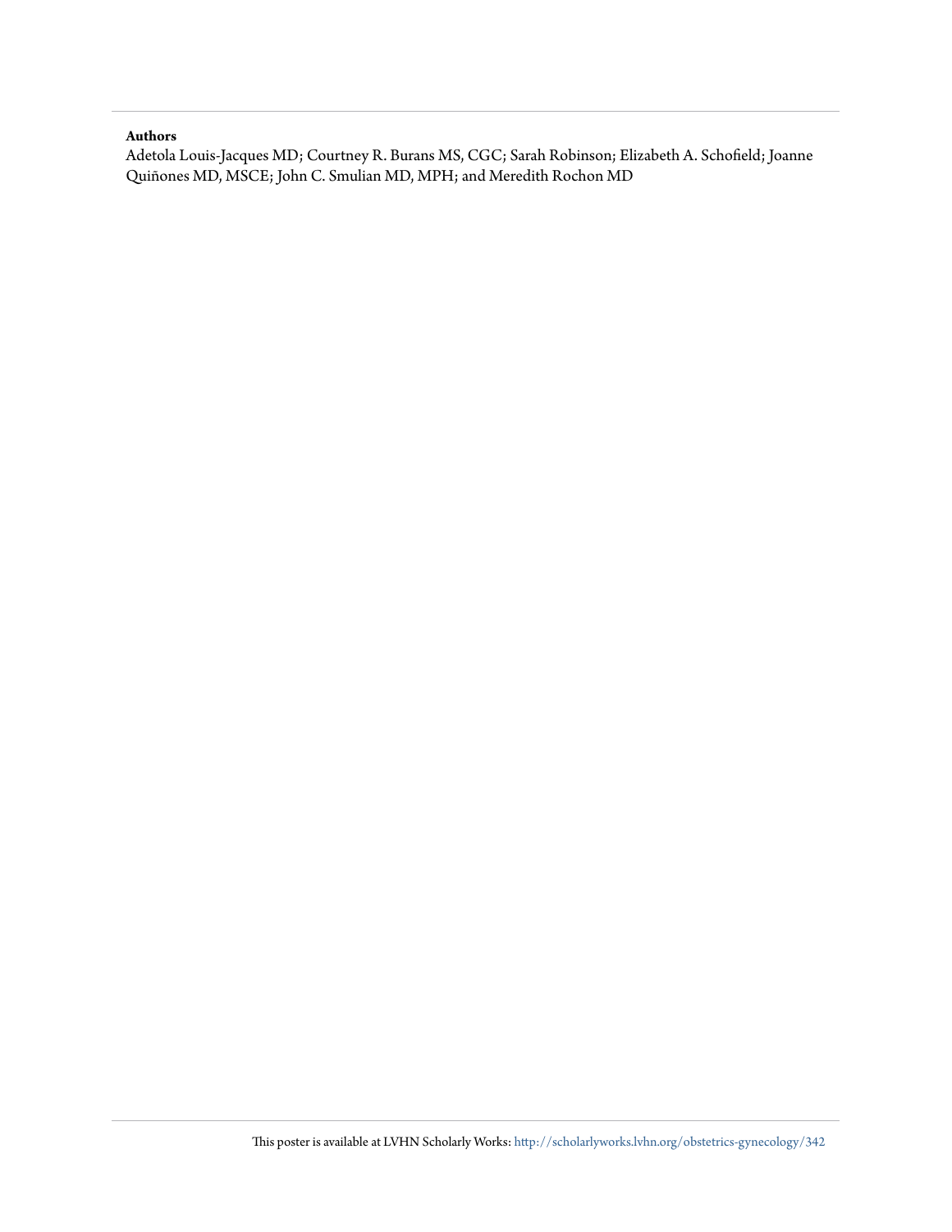**Authors**

Adetola Louis-Jacques MD; Courtney R. Burans MS, CGC; Sarah Robinson; Elizabeth A. Schofield; Joanne Quiñones MD, MSCE; John C. Smulian MD, MPH; and Meredith Rochon MD

This poster is available at LVHN Scholarly Works: http://scholarlyworks.lvhn.org/obstetrics-gynecology/342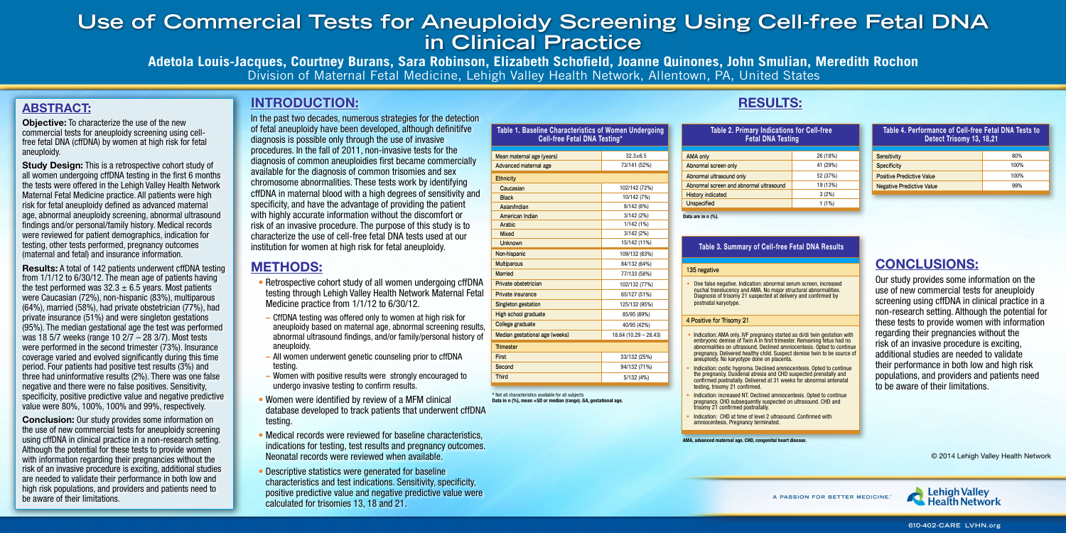# Use of Commercial Tests for Aneuploidy Screening Using Cell-free Fetal DNA in Clinical Practice

**Adetola Louis-Jacques, Courtney Burans, Sara Robinson, Elizabeth Schofield, Joanne Quinones, John Smulian, Meredith Rochon**

Division of Maternal Fetal Medicine, Lehigh Valley Health Network, Allentown, PA, United States

## ABSTRACT:

**Objective:** To characterize the use of the new commercial tests for aneuploidy screening using cell-free fetal DNA (cffDNA) by women at high risk for fetal aneuploidy.

**Study Design:** This is a retrospective cohort study of all women undergoing cffDNA testing in the first 6 months the tests were offered in the Lehigh Valley Health Network Maternal Fetal Medicine practice. All patients were high risk for fetal aneuploidy defined as advanced maternal age, abnormal aneuploidy screening, abnormal ultrasound findings and/or personal/family history. Medical records were reviewed for patient demographics, indication for testing, other tests performed, pregnancy outcomes (maternal and fetal) and insurance information.

**Results:** A total of 142 patients underwent cffDNA testing from 1/1/12 to 6/30/12. The mean age of patients having the test performed was $32.3 \pm 6.5$ years. Most patients were Caucasian (72%), non-hispanic (83%), multiparous (64%), married (58%), had private obstetrician (77%), had private insurance (51%) and were singleton gestations (95%). The median gestational age the test was performed was 18 5/7 weeks (range 10 2/7 – 28 3/7). Most tests were performed in the second trimester (73%). Insurance coverage varied and evolved significantly during this time period. Four patients had positive test results (3%) and three had uninformative results (2%). There was one false negative and there were no false positives. Sensitivity, specificity, positive predictive value and negative predictive value were 80%, 100%, 100% and 99%, respectively.

**Conclusion:** Our study provides some information on the use of new commercial tests for aneuploidy screening using cffDNA in clinical practice in a non-research setting. Although the potential for these tests to provide women with information regarding their pregnancies without the risk of an invasive procedure is exciting, additional studies are needed to validate their performance in both low and high risk populations, and providers and patients need to be aware of their limitations.

## INTRODUCTION:

In the past two decades, numerous strategies for the detection of fetal aneuploidy have been developed, although definititve diagnosis is possible only through the use of invasive procedures. In the fall of 2011, non-invasive tests for the diagnosis of common aneuploidies first became commercially available for the diagnosis of common trisomies and sex chromosome abnormalities. These tests work by identifying cffDNA in maternal blood with a high degrees of sensitivity and specificity, and have the advantage of providing the patient with highly accurate information without the discomfort or risk of an invasive procedure. The purpose of this study is to characterize the use of cell-free fetal DNA tests used at our institution for women at high risk for fetal aneuploidy.

## METHODS:

- Retrospective cohort study of all women undergoing cffDNA testing through Lehigh Valley Health Network Maternal Fetal Medicine practice from 1/1/12 to 6/30/12.
  - CffDNA testing was offered only to women at high risk for aneuploidy based on maternal age, abnormal screening results, abnormal ultrasound findings, and/or family/personal history of aneuploidy.
  - All women underwent genetic counseling prior to cffDNA testing.
  - Women with positive results were strongly encouraged to undergo invasive testing to confirm results.
- Women were identified by review of a MFM clinical database developed to track patients that underwent cffDNA testing.
- Medical records were reviewed for baseline characteristics, indications for testing, test results and pregnancy outcomes. Neonatal records were reviewed when available.
- Descriptive statistics were generated for baseline characteristics and test indications. Sensitivity, specificity, positive predictive value and negative predictive value were calculated for trisomies 13, 18 and 21.

## RESULTS:

**Table 1. Baseline Characteristics of Women Undergoing Cell-free Fetal DNA Testing***

| | |
|---|---|
| Mean maternal age (years) | 32.3±6.5 |
| Advanced maternal age | 73/141 (52%) |
| Ethnicity | |
| Caucasian | 102/142 (72%) |
| Black | 10/142 (7%) |
| Asian/Indian | 8/142 (6%) |
| American Indian | 3/142 (2%) |
| Arabic | 1/142 (1%) |
| Mixed | 3/142 (2%) |
| Unknown | 15/142 (11%) |
| Non-hispanic | 109/132 (83%) |
| Multiparous | 84/132 (64%) |
| Married | 77/133 (58%) |
| Private obstetrician | 102/132 (77%) |
| Private insurance | 65/127 (51%) |
| Singleton gestation | 125/132 (95%) |
| High school graduate | 85/95 (89%) |
| College graduate | 40/95 (42%) |
| Median gestational age (weeks) | 18.64 (10.29 – 28.43) |
| Trimester | |
| First | 33/132 (25%) |
| Second | 94/132 (71%) |
| Third | 5/132 (4%) |

\* Not all characteristics available for all subjects
Data in n (%), mean +SD or median (range). GA, gestational age.

**Table 2. Primary Indications for Cell-free Fetal DNA Testing**

| | |
|---|---|
| AMA only | 26 (18%) |
| Abnormal screen only | 41 (29%) |
| Abnormal ultrasound only | 52 (37%) |
| Abnormal screen and abnormal ultrasound | 19 (13%) |
| History indicated | 3 (2%) |
| Unspecified | 1 (1%) |

Data are in n (%).

**Table 3. Summary of Cell-free Fetal DNA Results**

**135 negative**

- One false negative. Indication: abnormal serum screen, increased nuchal translucency and AMA. No major structural abnormalities. Diagnosis of trisomy 21 suspected at delivery and confirmed by postnatal karyotype.

**4 Positive for Trisomy 21**

- Indication: AMA only. IVF pregnancy started as di/di twin gestation with embryonic demise of Twin A in first trimester. Remaining fetus had no abnormalities on ultrasound. Declined amniocentesis. Opted to continue pregnancy. Delivered healthy child. Suspect demise twin to be source of aneuploidy. No karyotype done on placenta.
- Indication: cystic hygroma. Declined amniocentesis. Opted to continue the pregnancy. Duodenal atresia and CHD suspected prenatally and confirmed postnatally. Delivered at 31 weeks for abnormal antenatal testing, trisomy 21 confirmed.
- Indication: increased NT. Declined amniocentesis. Opted to continue pregnancy. CHD subsequently suspected on ultrasound. CHD and trisomy 21 confirmed postnatally.
- Indication: CHD at time of level 2 ultrasound. Confirmed with amniocentesis. Pregnancy terminated.

AMA, advanced maternal age. CHD, congenital heart disease.

**Table 4. Performance of Cell-free Fetal DNA Tests to Detect Trisomy 13, 18,21**

| | |
|---|---|
| Sensitivity | 80% |
| Specificity | 100% |
| Positive Predictive Value | 100% |
| Negative Predictive Value | 99% |

## CONCLUSIONS:

Our study provides some information on the use of new commercial tests for aneuploidy screening using cffDNA in clinical practice in a non-research setting. Although the potential for these tests to provide women with information regarding their pregnancies without the risk of an invasive procedure is exciting, additional studies are needed to validate their performance in both low and high risk populations, and providers and patients need to be aware of their limitations.

© 2014 Lehigh Valley Health Network

A PASSION FOR BETTER MEDICINE.™

Lehigh Valley Health Network

610-402-CARE LVHN.org